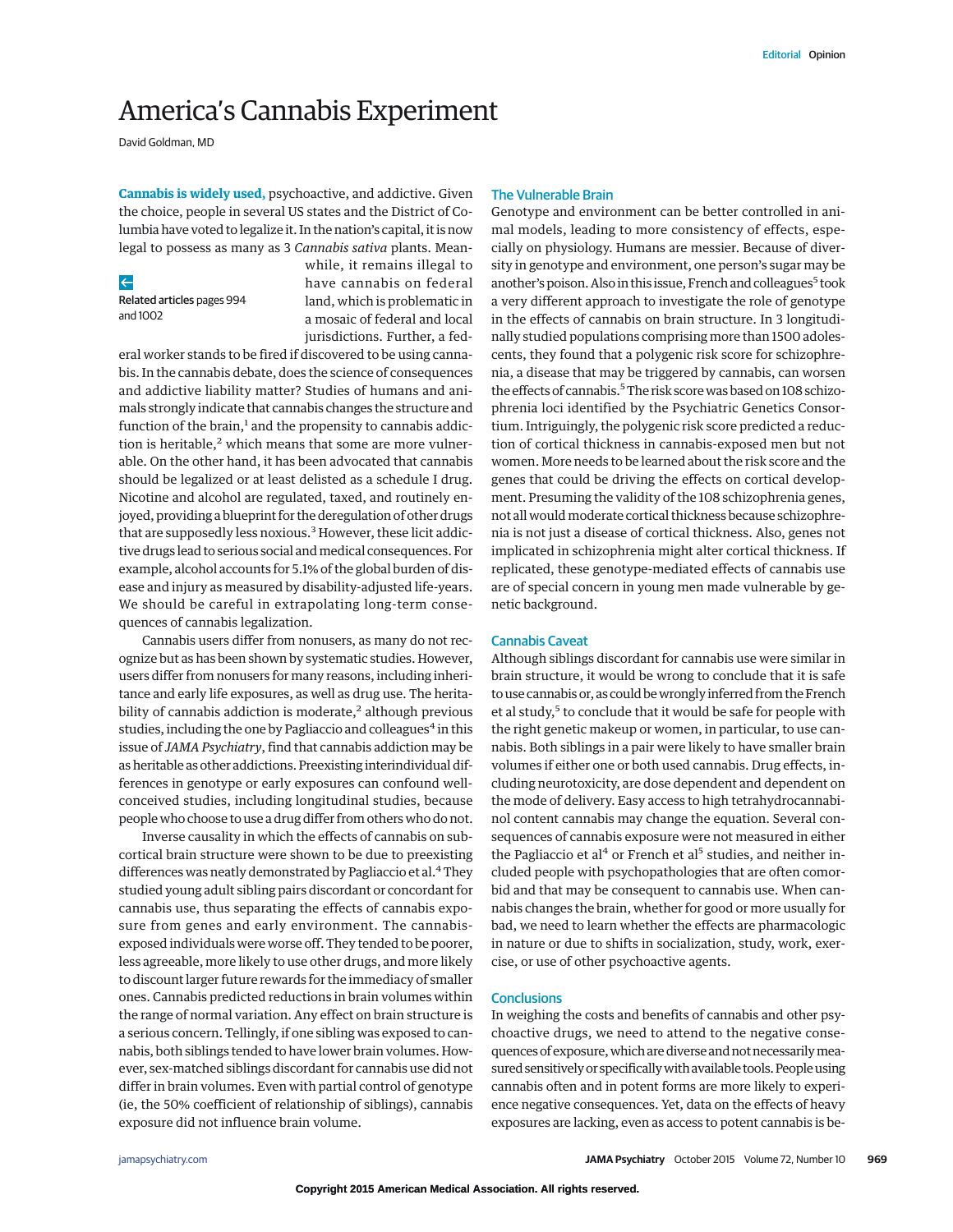# America's Cannabis Experiment

David Goldman, MD

Related articles pages 994 and 1002

**Cannabis is widely used,** psychoactive, and addictive. Given the choice, people in several US states and the District of Columbia have voted to legalize it. In the nation's capital, it is now legal to possess as many as 3 *Cannabis sativa* plants. Meanwhile, it remains illegal to have cannabis on federal land, which is problematic in a mosaic of federal and local jurisdictions. Further, a federal worker stands to be fired if discovered to be using cannabis. In the cannabis debate, does the science of consequences and addictive liability matter? Studies of humans and animals strongly indicate that cannabis changes the structure and function of the brain,[1] and the propensity to cannabis addiction is heritable,[2] which means that some are more vulnerable. On the other hand, it has been advocated that cannabis should be legalized or at least delisted as a schedule I drug. Nicotine and alcohol are regulated, taxed, and routinely enjoyed, providing a blueprint for the deregulation of other drugs that are supposedly less noxious.[3] However, these licit addictive drugs lead to serious social and medical consequences. For example, alcohol accounts for 5.1% of the global burden of disease and injury as measured by disability-adjusted life-years. We should be careful in extrapolating long-term consequences of cannabis legalization.

Cannabis users differ from nonusers, as many do not recognize but as has been shown by systematic studies. However, users differ from nonusers for many reasons, including inheritance and early life exposures, as well as drug use. The heritability of cannabis addiction is moderate,[2] although previous studies, including the one by Pagliaccio and colleagues[4] in this issue of *JAMA Psychiatry*, find that cannabis addiction may be as heritable as other addictions. Preexisting interindividual differences in genotype or early exposures can confound well-conceived studies, including longitudinal studies, because people who choose to use a drug differ from others who do not.

Inverse causality in which the effects of cannabis on subcortical brain structure were shown to be due to preexisting differences was neatly demonstrated by Pagliaccio et al.[4] They studied young adult sibling pairs discordant or concordant for cannabis use, thus separating the effects of cannabis exposure from genes and early environment. The cannabis-exposed individuals were worse off. They tended to be poorer, less agreeable, more likely to use other drugs, and more likely to discount larger future rewards for the immediacy of smaller ones. Cannabis predicted reductions in brain volumes within the range of normal variation. Any effect on brain structure is a serious concern. Tellingly, if one sibling was exposed to cannabis, both siblings tended to have lower brain volumes. However, sex-matched siblings discordant for cannabis use did not differ in brain volumes. Even with partial control of genotype (ie, the 50% coefficient of relationship of siblings), cannabis exposure did not influence brain volume.

## The Vulnerable Brain

Genotype and environment can be better controlled in animal models, leading to more consistency of effects, especially on physiology. Humans are messier. Because of diversity in genotype and environment, one person's sugar may be another's poison. Also in this issue, French and colleagues[5] took a very different approach to investigate the role of genotype in the effects of cannabis on brain structure. In 3 longitudinally studied populations comprising more than 1500 adolescents, they found that a polygenic risk score for schizophrenia, a disease that may be triggered by cannabis, can worsen the effects of cannabis.[5] The risk score was based on 108 schizophrenia loci identified by the Psychiatric Genetics Consortium. Intriguingly, the polygenic risk score predicted a reduction of cortical thickness in cannabis-exposed men but not women. More needs to be learned about the risk score and the genes that could be driving the effects on cortical development. Presuming the validity of the 108 schizophrenia genes, not all would moderate cortical thickness because schizophrenia is not just a disease of cortical thickness. Also, genes not implicated in schizophrenia might alter cortical thickness. If replicated, these genotype-mediated effects of cannabis use are of special concern in young men made vulnerable by genetic background.

## Cannabis Caveat

Although siblings discordant for cannabis use were similar in brain structure, it would be wrong to conclude that it is safe to use cannabis or, as could be wrongly inferred from the French et al study,[5] to conclude that it would be safe for people with the right genetic makeup or women, in particular, to use cannabis. Both siblings in a pair were likely to have smaller brain volumes if either one or both used cannabis. Drug effects, including neurotoxicity, are dose dependent and dependent on the mode of delivery. Easy access to high tetrahydrocannabinol content cannabis may change the equation. Several consequences of cannabis exposure were not measured in either the Pagliaccio et al[4] or French et al[5] studies, and neither included people with psychopathologies that are often comorbid and that may be consequent to cannabis use. When cannabis changes the brain, whether for good or more usually for bad, we need to learn whether the effects are pharmacologic in nature or due to shifts in socialization, study, work, exercise, or use of other psychoactive agents.

## Conclusions

In weighing the costs and benefits of cannabis and other psychoactive drugs, we need to attend to the negative consequences of exposure, which are diverse and not necessarily measured sensitively or specifically with available tools. People using cannabis often and in potent forms are more likely to experience negative consequences. Yet, data on the effects of heavy exposures are lacking, even as access to potent cannabis is be-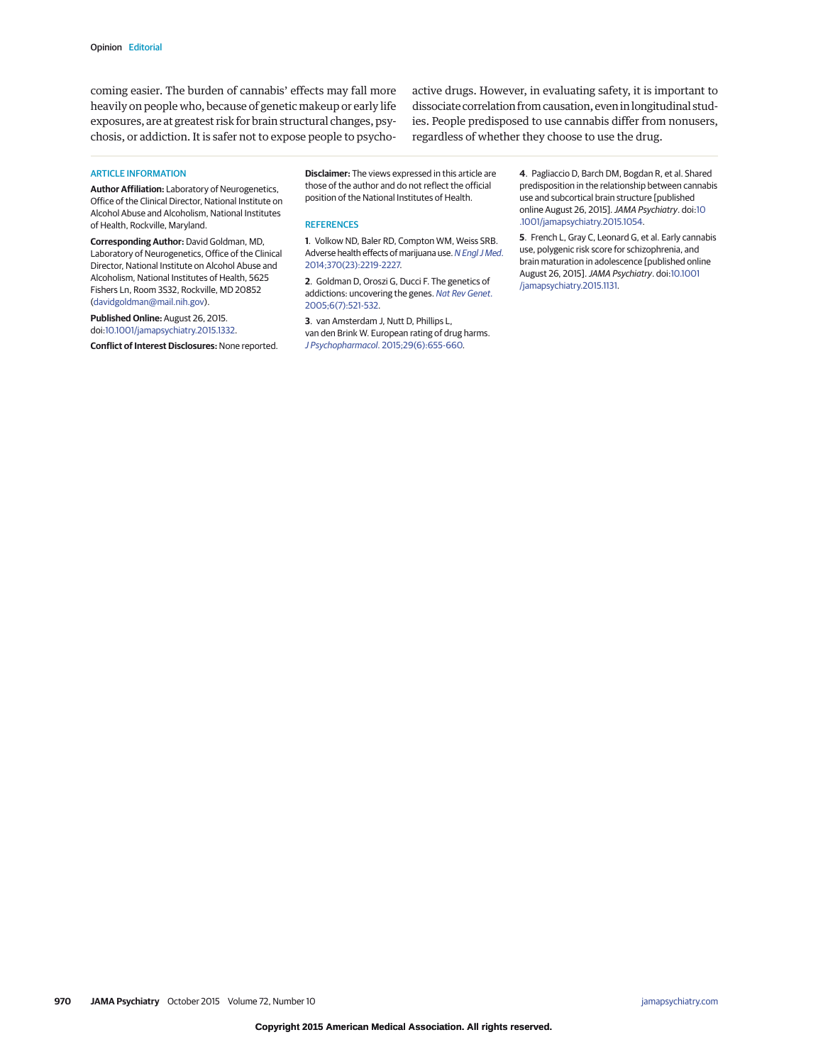coming easier. The burden of cannabis' effects may fall more heavily on people who, because of genetic makeup or early life exposures, are at greatest risk for brain structural changes, psychosis, or addiction. It is safer not to expose people to psychoactive drugs. However, in evaluating safety, it is important to dissociate correlation from causation, even in longitudinal studies. People predisposed to use cannabis differ from nonusers, regardless of whether they choose to use the drug.

## ARTICLE INFORMATION

**Author Affiliation:** Laboratory of Neurogenetics, Office of the Clinical Director, National Institute on Alcohol Abuse and Alcoholism, National Institutes of Health, Rockville, Maryland.

**Corresponding Author:** David Goldman, MD, Laboratory of Neurogenetics, Office of the Clinical Director, National Institute on Alcohol Abuse and Alcoholism, National Institutes of Health, 5625 Fishers Ln, Room 3S32, Rockville, MD 20852 (davidgoldman@mail.nih.gov).

**Published Online:** August 26, 2015. doi:10.1001/jamapsychiatry.2015.1332.

**Conflict of Interest Disclosures:** None reported.

**Disclaimer:** The views expressed in this article are those of the author and do not reflect the official position of the National Institutes of Health.

## REFERENCES

1. Volkow ND, Baler RD, Compton WM, Weiss SRB. Adverse health effects of marijuana use. *N Engl J Med*. 2014;370(23):2219-2227.

2. Goldman D, Oroszi G, Ducci F. The genetics of addictions: uncovering the genes. *Nat Rev Genet*. 2005;6(7):521-532.

3. van Amsterdam J, Nutt D, Phillips L, van den Brink W. European rating of drug harms. *J Psychopharmacol*. 2015;29(6):655-660.

4. Pagliaccio D, Barch DM, Bogdan R, et al. Shared predisposition in the relationship between cannabis use and subcortical brain structure [published online August 26, 2015]. *JAMA Psychiatry*. doi:10.1001/jamapsychiatry.2015.1054.

5. French L, Gray C, Leonard G, et al. Early cannabis use, polygenic risk score for schizophrenia, and brain maturation in adolescence [published online August 26, 2015]. *JAMA Psychiatry*. doi:10.1001/jamapsychiatry.2015.1131.